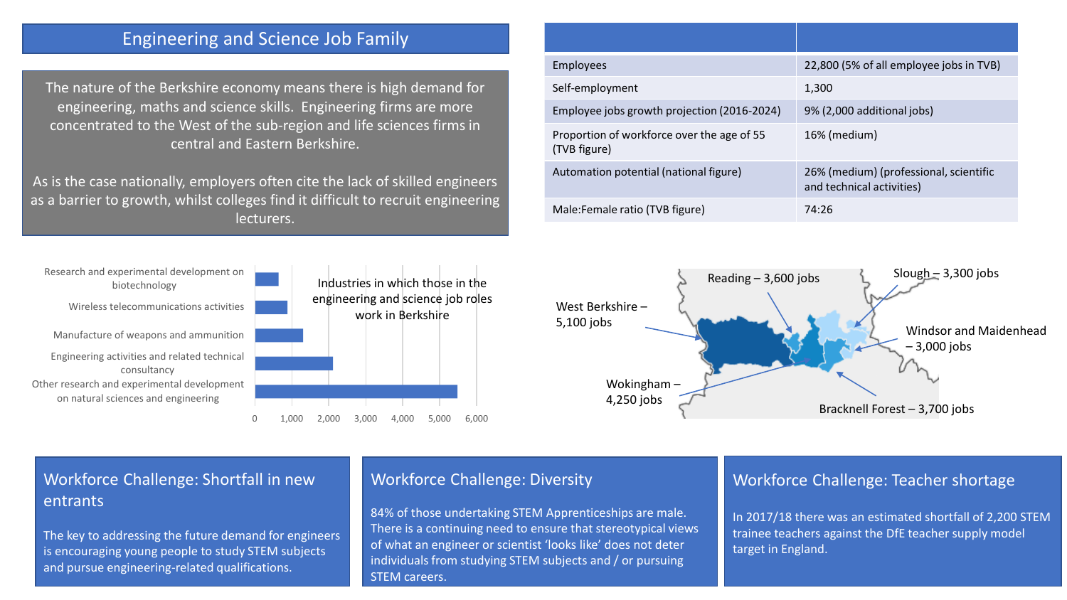## Engineering and Science Job Family

The nature of the Berkshire economy means there is high demand for engineering, maths and science skills. Engineering firms are more concentrated to the West of the sub-region and life sciences firms in central and Eastern Berkshire.

As is the case nationally, employers often cite the lack of skilled engineers as a barrier to growth, whilst colleges find it difficult to recruit engineering lecturers.

| | |
|---|---|
| Employees | 22,800 (5% of all employee jobs in TVB) |
| Self-employment | 1,300 |
| Employee jobs growth projection (2016-2024) | 9% (2,000 additional jobs) |
| Proportion of workforce over the age of 55 (TVB figure) | 16% (medium) |
| Automation potential (national figure) | 26% (medium) (professional, scientific and technical activities) |
| Male:Female ratio (TVB figure) | 74:26 |

Industries in which those in the engineering and science job roles work in Berkshire

- Research and experimental development on biotechnology
- Wireless telecommunications activities
- Manufacture of weapons and ammunition
- Engineering activities and related technical consultancy
- Other research and experimental development on natural sciences and engineering

0 1,000 2,000 3,000 4,000 5,000 6,000

- West Berkshire – 5,100 jobs
- Reading – 3,600 jobs
- Slough – 3,300 jobs
- Windsor and Maidenhead – 3,000 jobs
- Wokingham – 4,250 jobs
- Bracknell Forest – 3,700 jobs

### Workforce Challenge: Shortfall in new entrants

The key to addressing the future demand for engineers is encouraging young people to study STEM subjects and pursue engineering-related qualifications.

### Workforce Challenge: Diversity

84% of those undertaking STEM Apprenticeships are male. There is a continuing need to ensure that stereotypical views of what an engineer or scientist 'looks like' does not deter individuals from studying STEM subjects and / or pursuing STEM careers.

### Workforce Challenge: Teacher shortage

In 2017/18 there was an estimated shortfall of 2,200 STEM trainee teachers against the DfE teacher supply model target in England.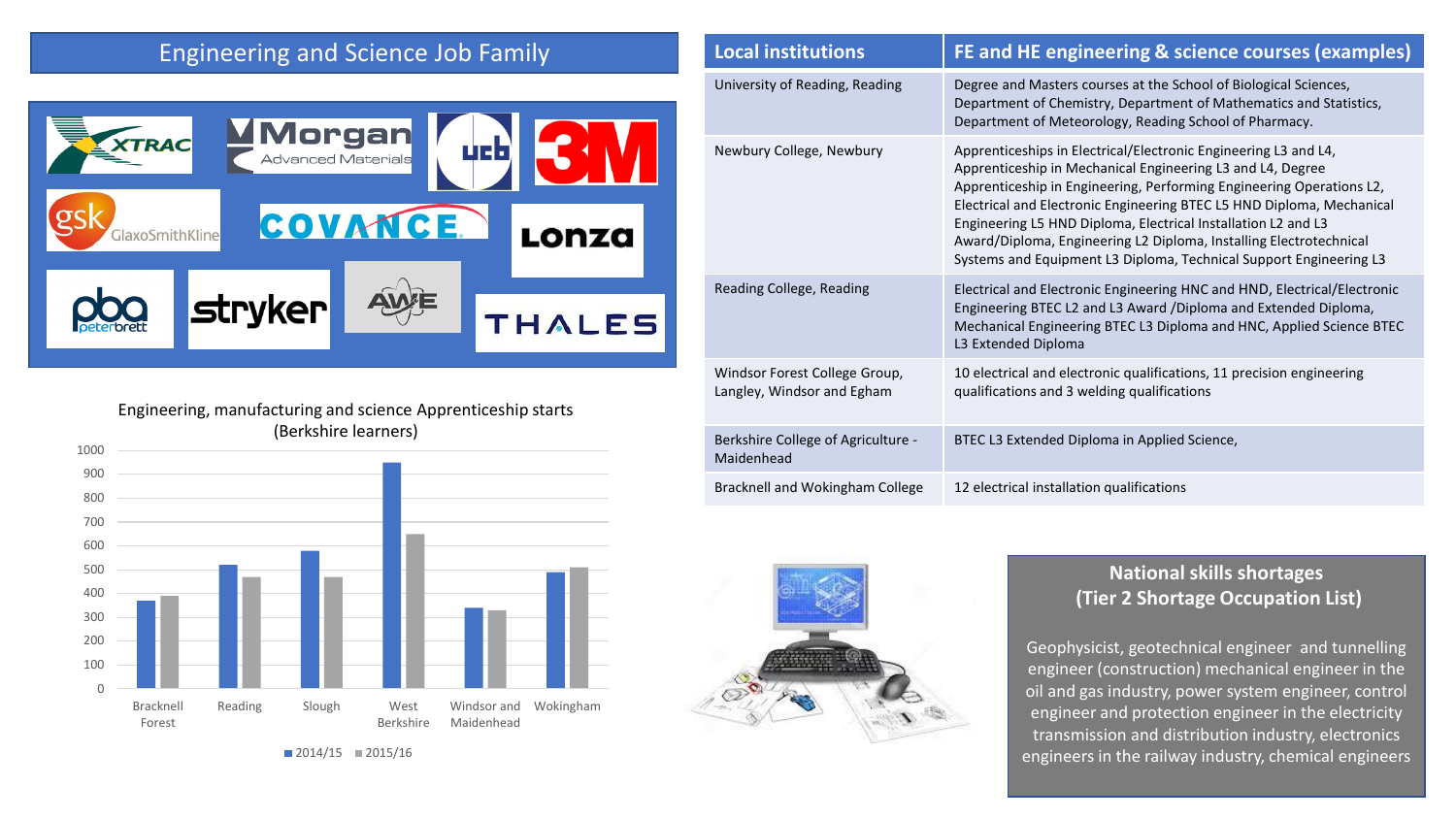# Engineering and Science Job Family

XTRAC
Morgan Advanced Materials
ucb
3M
gsk GlaxoSmithKline
COVANCE
Lonza
pba peterbrett
stryker
AWE
THALES

Engineering, manufacturing and science Apprenticeship starts (Berkshire learners)

1000
900
800
700
600
500
400
300
200
100
0

Bracknell Forest
Reading
Slough
West Berkshire
Windsor and Maidenhead
Wokingham

2014/15
2015/16

| Local institutions | FE and HE engineering & science courses (examples) |
|---|---|
| University of Reading, Reading | Degree and Masters courses at the School of Biological Sciences, Department of Chemistry, Department of Mathematics and Statistics, Department of Meteorology, Reading School of Pharmacy. |
| Newbury College, Newbury | Apprenticeships in Electrical/Electronic Engineering L3 and L4, Apprenticeship in Mechanical Engineering L3 and L4, Degree Apprenticeship in Engineering, Performing Engineering Operations L2, Electrical and Electronic Engineering BTEC L5 HND Diploma, Mechanical Engineering L5 HND Diploma, Electrical Installation L2 and L3 Award/Diploma, Engineering L2 Diploma, Installing Electrotechnical Systems and Equipment L3 Diploma, Technical Support Engineering L3 |
| Reading College, Reading | Electrical and Electronic Engineering HNC and HND, Electrical/Electronic Engineering BTEC L2 and L3 Award /Diploma and Extended Diploma, Mechanical Engineering BTEC L3 Diploma and HNC, Applied Science BTEC L3 Extended Diploma |
| Windsor Forest College Group, Langley, Windsor and Egham | 10 electrical and electronic qualifications, 11 precision engineering qualifications and 3 welding qualifications |
| Berkshire College of Agriculture - Maidenhead | BTEC L3 Extended Diploma in Applied Science, |
| Bracknell and Wokingham College | 12 electrical installation qualifications |

## National skills shortages (Tier 2 Shortage Occupation List)

Geophysicist, geotechnical engineer and tunnelling engineer (construction) mechanical engineer in the oil and gas industry, power system engineer, control engineer and protection engineer in the electricity transmission and distribution industry, electronics engineers in the railway industry, chemical engineers